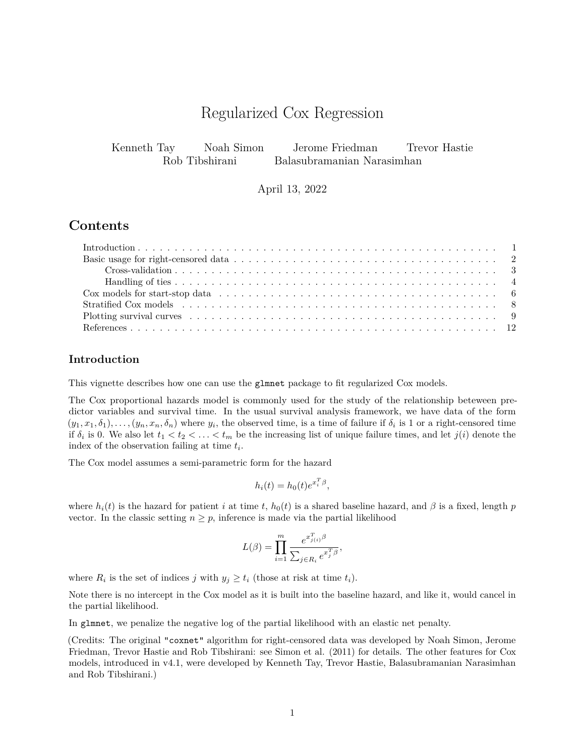# Regularized Cox Regression

Kenneth Tay  Noah Simon  Jerome Friedman  Trevor Hastie
Rob Tibshirani  Balasubramanian Narasimhan

April 13, 2022

## Contents

- Introduction . . . . . . . . . . . . . . . . . . . . . . . . . . . . . . . . . . . 1
- Basic usage for right-censored data . . . . . . . . . . . . . . . . . . . . . . 2
  - Cross-validation . . . . . . . . . . . . . . . . . . . . . . . . . . . . . . . 3
  - Handling of ties . . . . . . . . . . . . . . . . . . . . . . . . . . . . . . . 4
- Cox models for start-stop data . . . . . . . . . . . . . . . . . . . . . . . . 6
- Stratified Cox models . . . . . . . . . . . . . . . . . . . . . . . . . . . . . 8
- Plotting survival curves . . . . . . . . . . . . . . . . . . . . . . . . . . . 9
- References . . . . . . . . . . . . . . . . . . . . . . . . . . . . . . . . . . . 12

## Introduction

This vignette describes how one can use the `glmnet` package to fit regularized Cox models.

The Cox proportional hazards model is commonly used for the study of the relationship beteween predictor variables and survival time. In the usual survival analysis framework, we have data of the form $(y_1, x_1, \delta_1), \ldots, (y_n, x_n, \delta_n)$ where $y_i$, the observed time, is a time of failure if $\delta_i$ is 1 or a right-censored time if $\delta_i$ is 0. We also let $t_1 < t_2 < \ldots < t_m$ be the increasing list of unique failure times, and let $j(i)$ denote the index of the observation failing at time $t_i$.

The Cox model assumes a semi-parametric form for the hazard

$$h_i(t) = h_0(t)e^{x_i^T \beta},$$

where $h_i(t)$ is the hazard for patient $i$ at time $t$, $h_0(t)$ is a shared baseline hazard, and $\beta$ is a fixed, length $p$ vector. In the classic setting $n \geq p$, inference is made via the partial likelihood

$$L(\beta) = \prod_{i=1}^{m} \frac{e^{x_{j(i)}^T \beta}}{\sum_{j \in R_i} e^{x_j^T \beta}},$$

where $R_i$ is the set of indices $j$ with $y_j \geq t_i$ (those at risk at time $t_i$).

Note there is no intercept in the Cox model as it is built into the baseline hazard, and like it, would cancel in the partial likelihood.

In `glmnet`, we penalize the negative log of the partial likelihood with an elastic net penalty.

(Credits: The original `"coxnet"` algorithm for right-censored data was developed by Noah Simon, Jerome Friedman, Trevor Hastie and Rob Tibshirani: see Simon et al. (2011) for details. The other features for Cox models, introduced in v4.1, were developed by Kenneth Tay, Trevor Hastie, Balasubramanian Narasimhan and Rob Tibshirani.)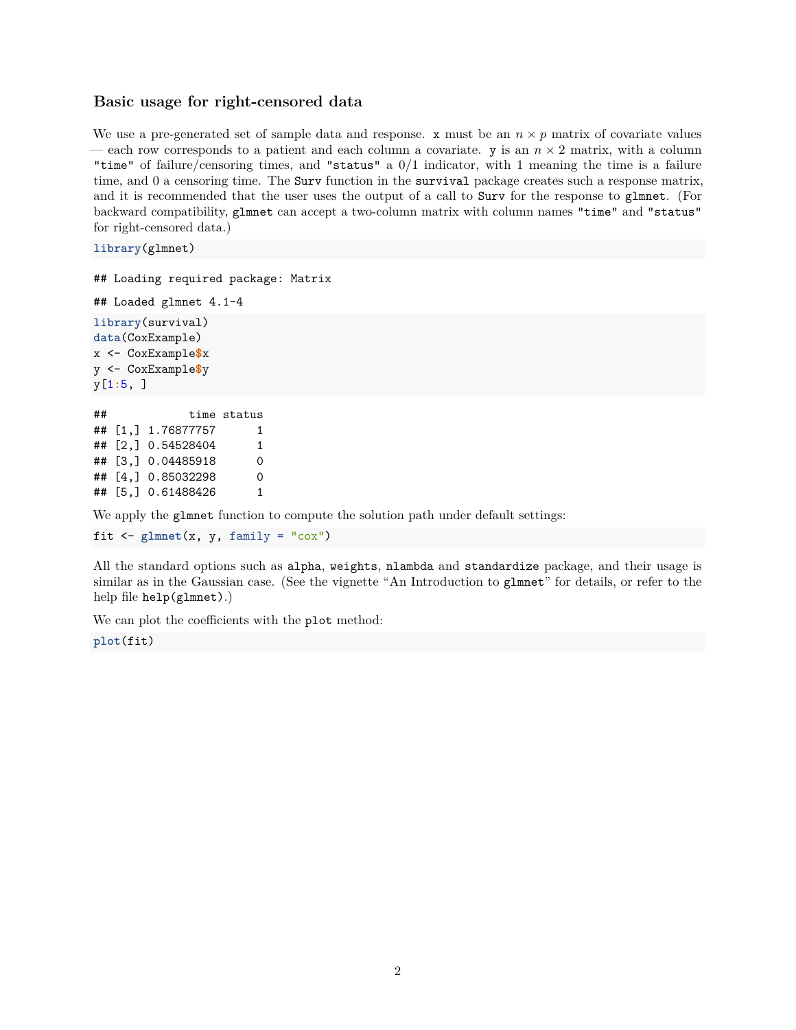### Basic usage for right-censored data

We use a pre-generated set of sample data and response. `x` must be an $n \times p$ matrix of covariate values — each row corresponds to a patient and each column a covariate. `y` is an $n \times 2$ matrix, with a column `"time"` of failure/censoring times, and `"status"` a 0/1 indicator, with 1 meaning the time is a failure time, and 0 a censoring time. The `Surv` function in the `survival` package creates such a response matrix, and it is recommended that the user uses the output of a call to `Surv` for the response to `glmnet`. (For backward compatibility, `glmnet` can accept a two-column matrix with column names `"time"` and `"status"` for right-censored data.)

```
library(glmnet)
```

```
## Loading required package: Matrix
```

```
## Loaded glmnet 4.1-4
```

```
library(survival)
data(CoxExample)
x <- CoxExample$x
y <- CoxExample$y
y[1:5, ]
```

```
##            time status
## [1,] 1.76877757      1
## [2,] 0.54528404      1
## [3,] 0.04485918      0
## [4,] 0.85032298      0
## [5,] 0.61488426      1
```

We apply the `glmnet` function to compute the solution path under default settings:

```
fit <- glmnet(x, y, family = "cox")
```

All the standard options such as `alpha`, `weights`, `nlambda` and `standardize` package, and their usage is similar as in the Gaussian case. (See the vignette "An Introduction to `glmnet`" for details, or refer to the help file `help(glmnet)`.)

We can plot the coefficients with the `plot` method:

```
plot(fit)
```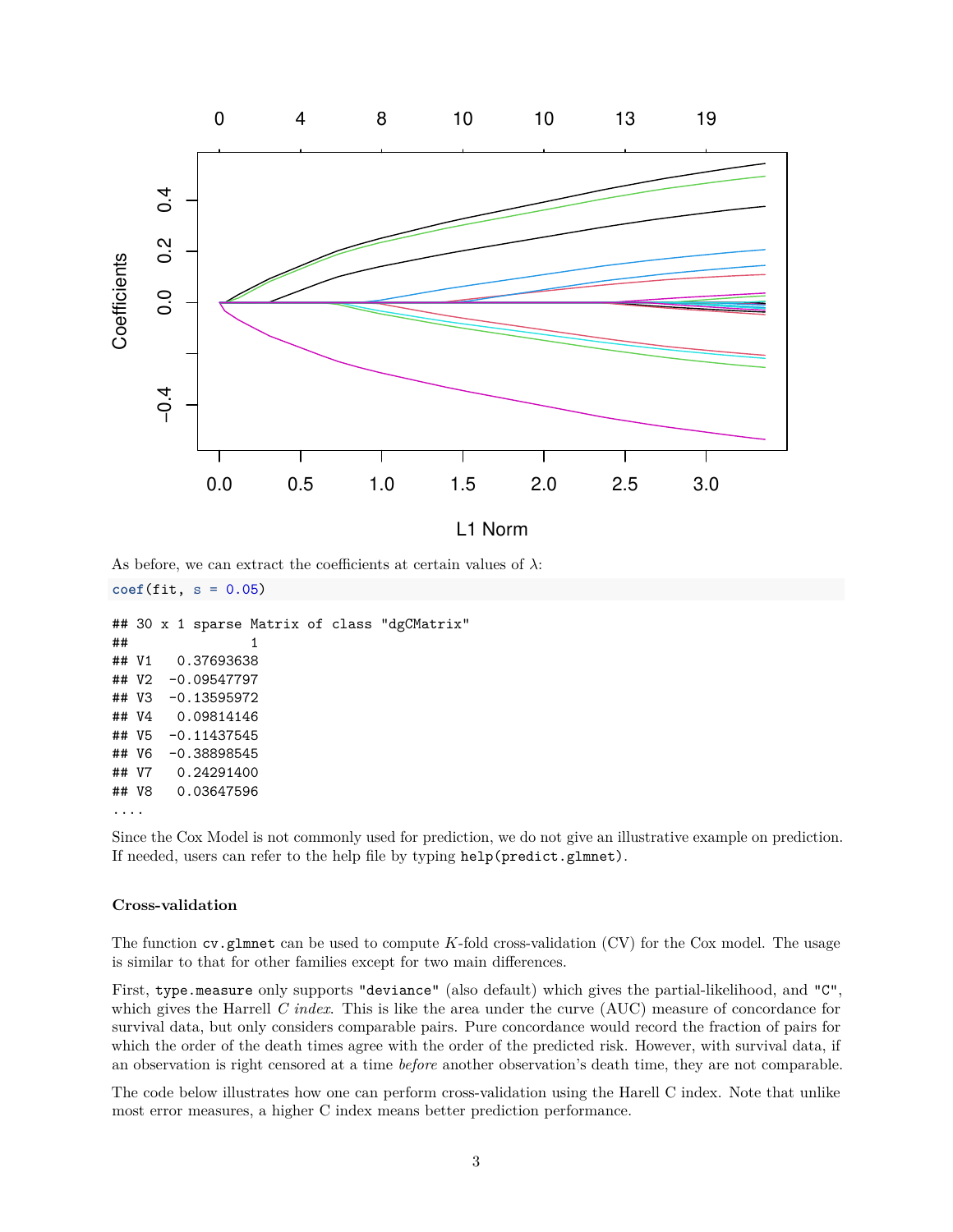As before, we can extract the coefficients at certain values of $\lambda$:

```
coef(fit, s = 0.05)
```

```
## 30 x 1 sparse Matrix of class "dgCMatrix"
##               1
## V1   0.37693638
## V2  -0.09547797
## V3  -0.13595972
## V4   0.09814146
## V5  -0.11437545
## V6  -0.38898545
## V7   0.24291400
## V8   0.03647596
....
```

Since the Cox Model is not commonly used for prediction, we do not give an illustrative example on prediction. If needed, users can refer to the help file by typing `help(predict.glmnet)`.

**Cross-validation**

The function `cv.glmnet` can be used to compute $K$-fold cross-validation (CV) for the Cox model. The usage is similar to that for other families except for two main differences.

First, `type.measure` only supports `"deviance"` (also default) which gives the partial-likelihood, and `"C"`, which gives the Harell *C index*. This is like the area under the curve (AUC) measure of concordance for survival data, but only considers comparable pairs. Pure concordance would record the fraction of pairs for which the order of the death times agree with the order of the predicted risk. However, with survival data, if an observation is right censored at a time *before* another observation's death time, they are not comparable.

The code below illustrates how one can perform cross-validation using the Harell C index. Note that unlike most error measures, a higher C index means better prediction performance.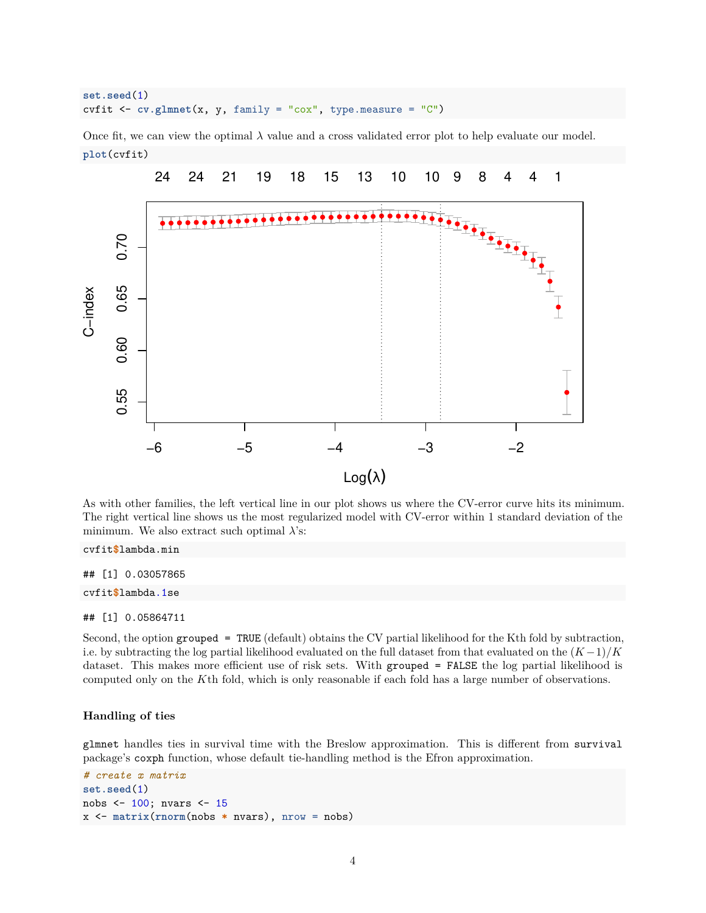```r
set.seed(1)
cvfit <- cv.glmnet(x, y, family = "cox", type.measure = "C")
```

Once fit, we can view the optimal $\lambda$ value and a cross validated error plot to help evaluate our model.

```r
plot(cvfit)
```

As with other families, the left vertical line in our plot shows us where the CV-error curve hits its minimum. The right vertical line shows us the most regularized model with CV-error within 1 standard deviation of the minimum. We also extract such optimal $\lambda$'s:

```r
cvfit$lambda.min
```

```
## [1] 0.03057865
```

```r
cvfit$lambda.1se
```

```
## [1] 0.05864711
```

Second, the option `grouped = TRUE` (default) obtains the CV partial likelihood for the Kth fold by subtraction, i.e. by subtracting the log partial likelihood evaluated on the full dataset from that evaluated on the $(K-1)/K$ dataset. This makes more efficient use of risk sets. With `grouped = FALSE` the log partial likelihood is computed only on the $K$th fold, which is only reasonable if each fold has a large number of observations.

### Handling of ties

`glmnet` handles ties in survival time with the Breslow approximation. This is different from `survival` package's `coxph` function, whose default tie-handling method is the Efron approximation.

```r
# create x matrix
set.seed(1)
nobs <- 100; nvars <- 15
x <- matrix(rnorm(nobs * nvars), nrow = nobs)
```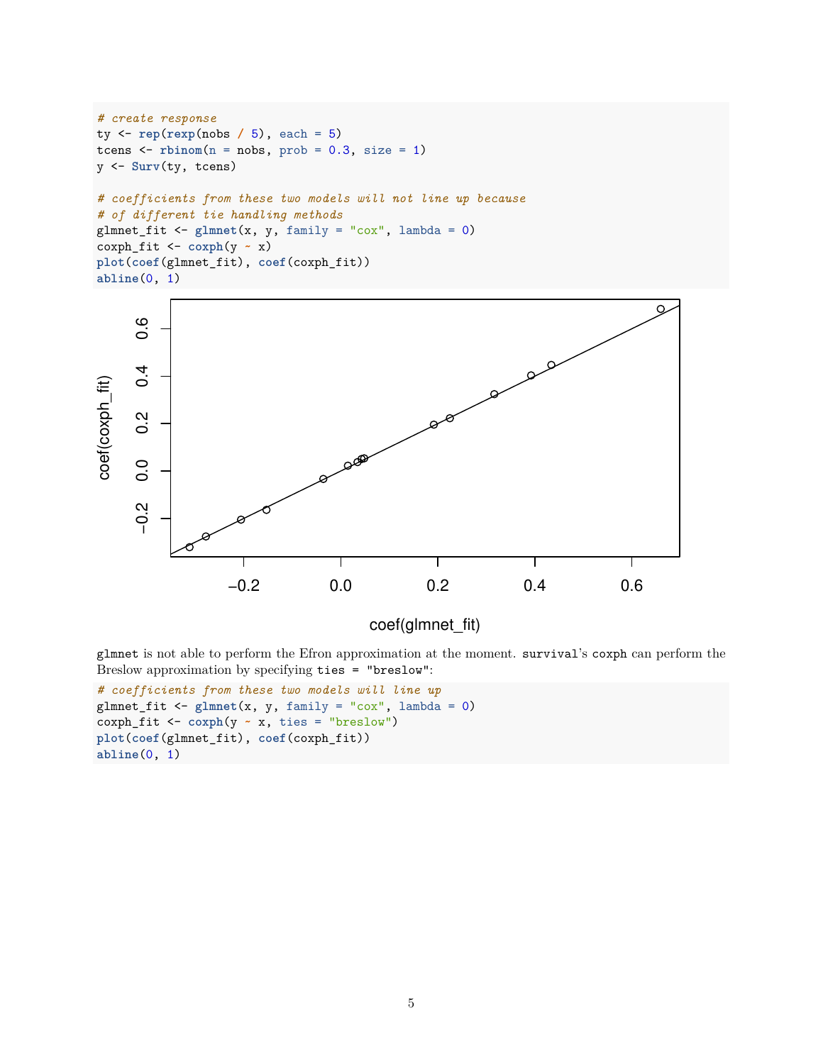```r
# create response
ty <- rep(rexp(nobs / 5), each = 5)
tcens <- rbinom(n = nobs, prob = 0.3, size = 1)
y <- Surv(ty, tcens)

# coefficients from these two models will not line up because
# of different tie handling methods
glmnet_fit <- glmnet(x, y, family = "cox", lambda = 0)
coxph_fit <- coxph(y ~ x)
plot(coef(glmnet_fit), coef(coxph_fit))
abline(0, 1)
```

`glmnet` is not able to perform the Efron approximation at the moment. `survival`'s `coxph` can perform the Breslow approximation by specifying `ties = "breslow"`:

```r
# coefficients from these two models will line up
glmnet_fit <- glmnet(x, y, family = "cox", lambda = 0)
coxph_fit <- coxph(y ~ x, ties = "breslow")
plot(coef(glmnet_fit), coef(coxph_fit))
abline(0, 1)
```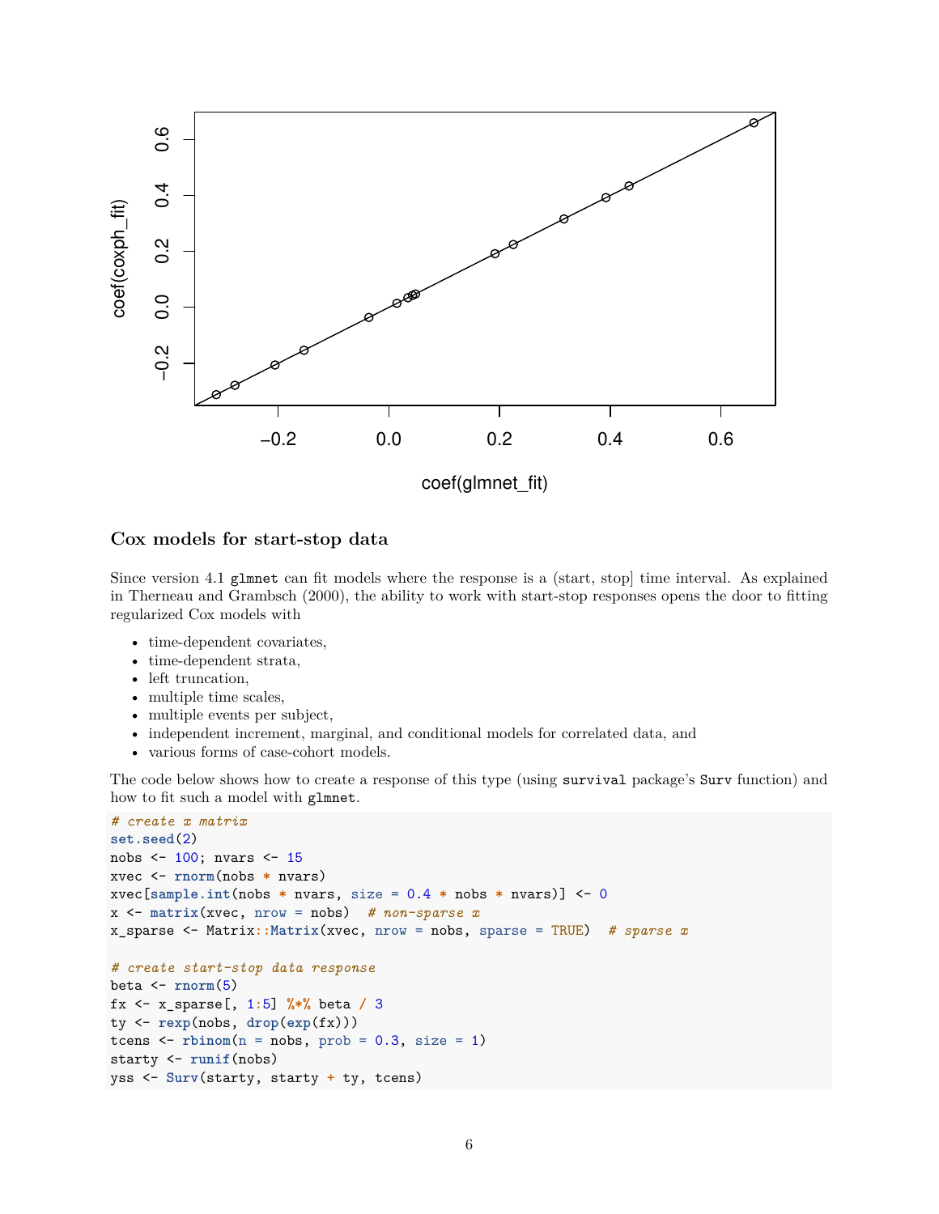### Cox models for start-stop data

Since version 4.1 `glmnet` can fit models where the response is a (start, stop] time interval. As explained in Therneau and Grambsch (2000), the ability to work with start-stop responses opens the door to fitting regularized Cox models with

- time-dependent covariates,
- time-dependent strata,
- left truncation,
- multiple time scales,
- multiple events per subject,
- independent increment, marginal, and conditional models for correlated data, and
- various forms of case-cohort models.

The code below shows how to create a response of this type (using `survival` package's `Surv` function) and how to fit such a model with `glmnet`.

```
# create x matrix
set.seed(2)
nobs <- 100; nvars <- 15
xvec <- rnorm(nobs * nvars)
xvec[sample.int(nobs * nvars, size = 0.4 * nobs * nvars)] <- 0
x <- matrix(xvec, nrow = nobs)  # non-sparse x
x_sparse <- Matrix::Matrix(xvec, nrow = nobs, sparse = TRUE)  # sparse x

# create start-stop data response
beta <- rnorm(5)
fx <- x_sparse[, 1:5] %*% beta / 3
ty <- rexp(nobs, drop(exp(fx)))
tcens <- rbinom(n = nobs, prob = 0.3, size = 1)
starty <- runif(nobs)
yss <- Surv(starty, starty + ty, tcens)
```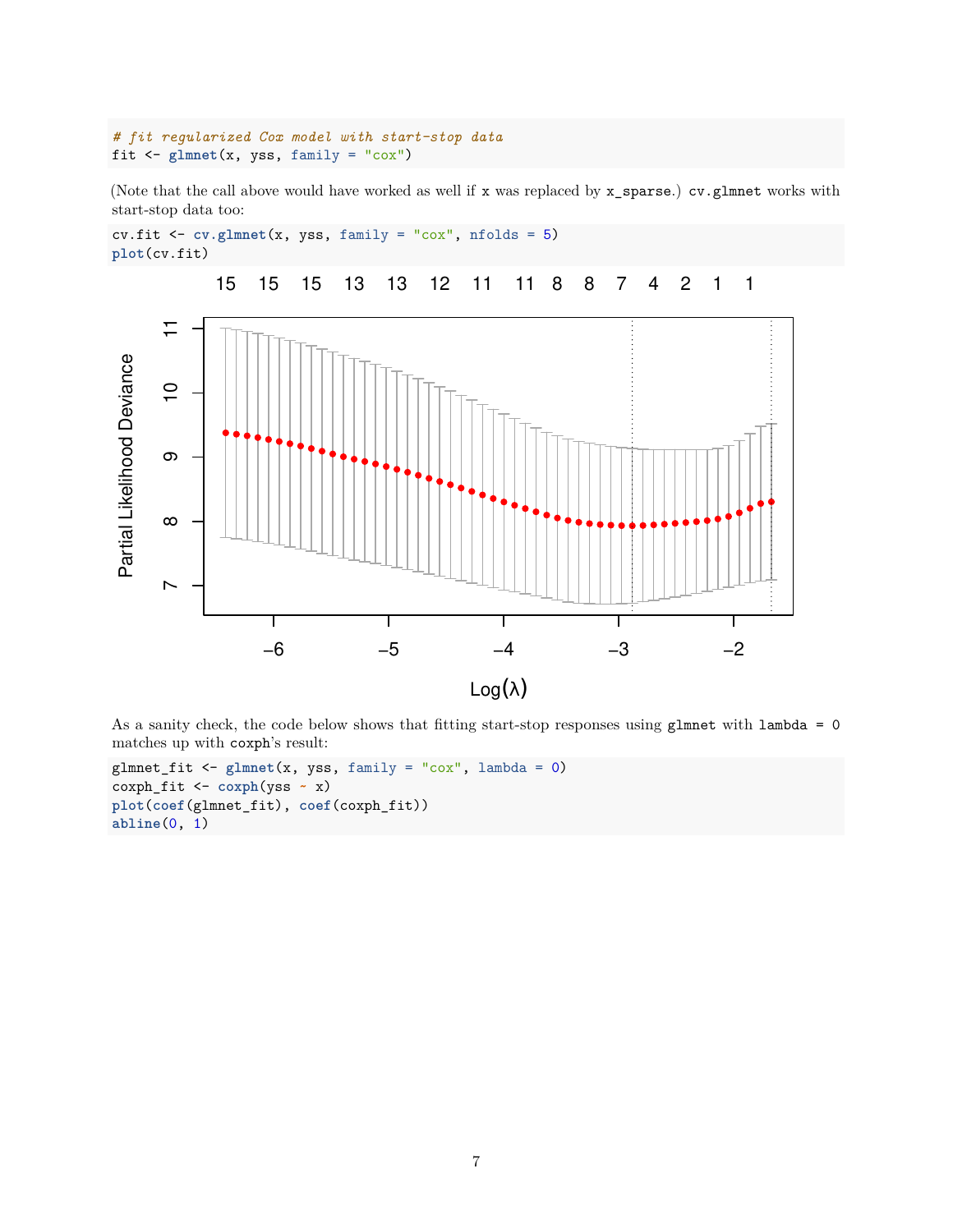```r
# fit regularized Cox model with start-stop data
fit <- glmnet(x, yss, family = "cox")
```

(Note that the call above would have worked as well if `x` was replaced by `x_sparse`.) `cv.glmnet` works with start-stop data too:

```r
cv.fit <- cv.glmnet(x, yss, family = "cox", nfolds = 5)
plot(cv.fit)
```

As a sanity check, the code below shows that fitting start-stop responses using `glmnet` with `lambda = 0` matches up with `coxph`'s result:

```r
glmnet_fit <- glmnet(x, yss, family = "cox", lambda = 0)
coxph_fit <- coxph(yss ~ x)
plot(coef(glmnet_fit), coef(coxph_fit))
abline(0, 1)
```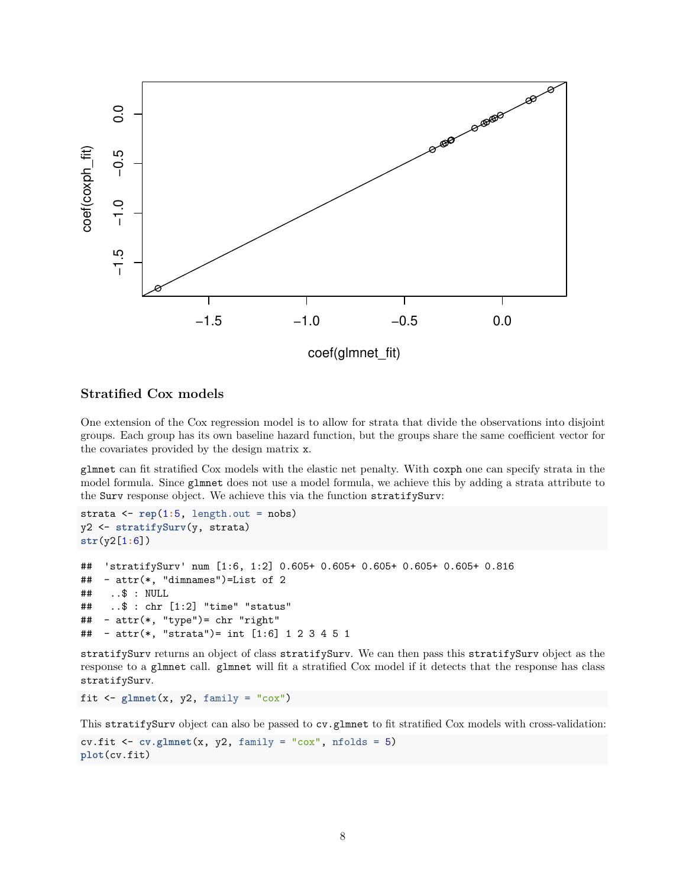### Stratified Cox models

One extension of the Cox regression model is to allow for strata that divide the observations into disjoint groups. Each group has its own baseline hazard function, but the groups share the same coefficient vector for the covariates provided by the design matrix `x`.

`glmnet` can fit stratified Cox models with the elastic net penalty. With `coxph` one can specify strata in the model formula. Since `glmnet` does not use a model formula, we achieve this by adding a strata attribute to the `Surv` response object. We achieve this via the function `stratifySurv`:

```
strata <- rep(1:5, length.out = nobs)
y2 <- stratifySurv(y, strata)
str(y2[1:6])
```

```
##  'stratifySurv' num [1:6, 1:2] 0.605+ 0.605+ 0.605+ 0.605+ 0.605+ 0.816
##  - attr(*, "dimnames")=List of 2
##   ..$ : NULL
##   ..$ : chr [1:2] "time" "status"
##  - attr(*, "type")= chr "right"
##  - attr(*, "strata")= int [1:6] 1 2 3 4 5 1
```

`stratifySurv` returns an object of class `stratifySurv`. We can then pass this `stratifySurv` object as the response to a `glmnet` call. `glmnet` will fit a stratified Cox model if it detects that the response has class `stratifySurv`.

```
fit <- glmnet(x, y2, family = "cox")
```

This `stratifySurv` object can also be passed to `cv.glmnet` to fit stratified Cox models with cross-validation:

```
cv.fit <- cv.glmnet(x, y2, family = "cox", nfolds = 5)
plot(cv.fit)
```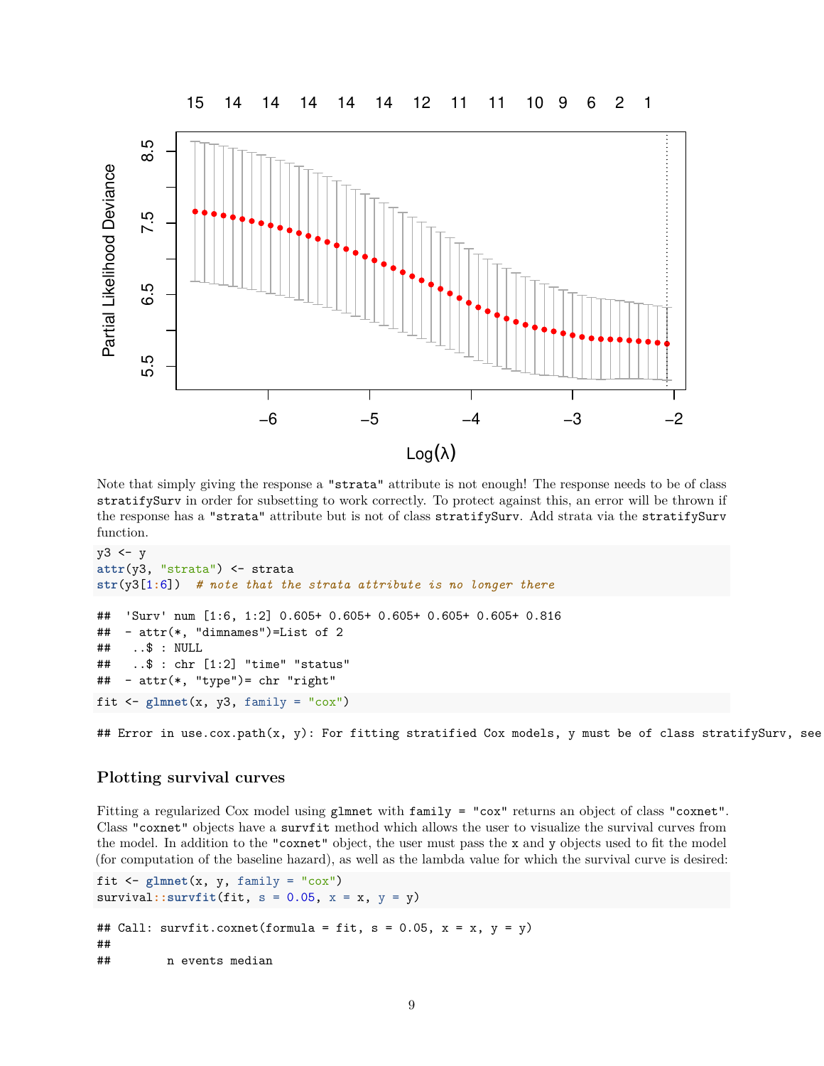Note that simply giving the response a "strata" attribute is not enough! The response needs to be of class stratifySurv in order for subsetting to work correctly. To protect against this, an error will be thrown if the response has a "strata" attribute but is not of class stratifySurv. Add strata via the stratifySurv function.

```
y3 <- y
attr(y3, "strata") <- strata
str(y3[1:6])  # note that the strata attribute is no longer there
```

```
##  'Surv' num [1:6, 1:2] 0.605+ 0.605+ 0.605+ 0.605+ 0.605+ 0.816
##  - attr(*, "dimnames")=List of 2
##   ..$ : NULL
##   ..$ : chr [1:2] "time" "status"
##  - attr(*, "type")= chr "right"
```

```
fit <- glmnet(x, y3, family = "cox")
```

```
## Error in use.cox.path(x, y): For fitting stratified Cox models, y must be of class stratifySurv, see
```

## Plotting survival curves

Fitting a regularized Cox model using glmnet with family = "cox" returns an object of class "coxnet". Class "coxnet" objects have a survfit method which allows the user to visualize the survival curves from the model. In addition to the "coxnet" object, the user must pass the x and y objects used to fit the model (for computation of the baseline hazard), as well as the lambda value for which the survival curve is desired:

```
fit <- glmnet(x, y, family = "cox")
survival::survfit(fit, s = 0.05, x = x, y = y)
```

```
## Call: survfit.coxnet(formula = fit, s = 0.05, x = x, y = y)
##
##        n events median
```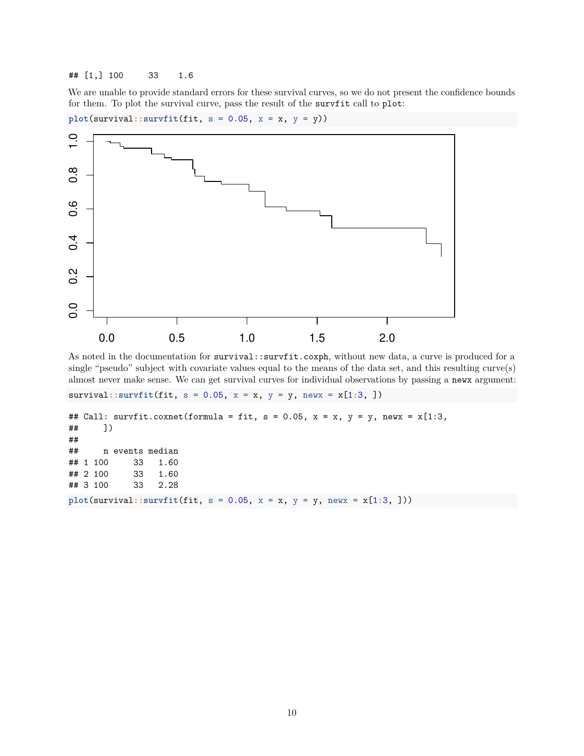```
## [1,] 100     33    1.6
```

We are unable to provide standard errors for these survival curves, so we do not present the confidence bounds for them. To plot the survival curve, pass the result of the `survfit` call to `plot`:

```
plot(survival::survfit(fit, s = 0.05, x = x, y = y))
```

As noted in the documentation for `survival::survfit.coxph`, without new data, a curve is produced for a single "pseudo" subject with covariate values equal to the means of the data set, and this resulting curve(s) almost never make sense. We can get survival curves for individual observations by passing a `newx` argument:

```
survival::survfit(fit, s = 0.05, x = x, y = y, newx = x[1:3, ])
```

```
## Call: survfit.coxnet(formula = fit, s = 0.05, x = x, y = y, newx = x[1:3,
##     ])
##
##     n events median
## 1 100     33   1.60
## 2 100     33   1.60
## 3 100     33   2.28
```

```
plot(survival::survfit(fit, s = 0.05, x = x, y = y, newx = x[1:3, ]))
```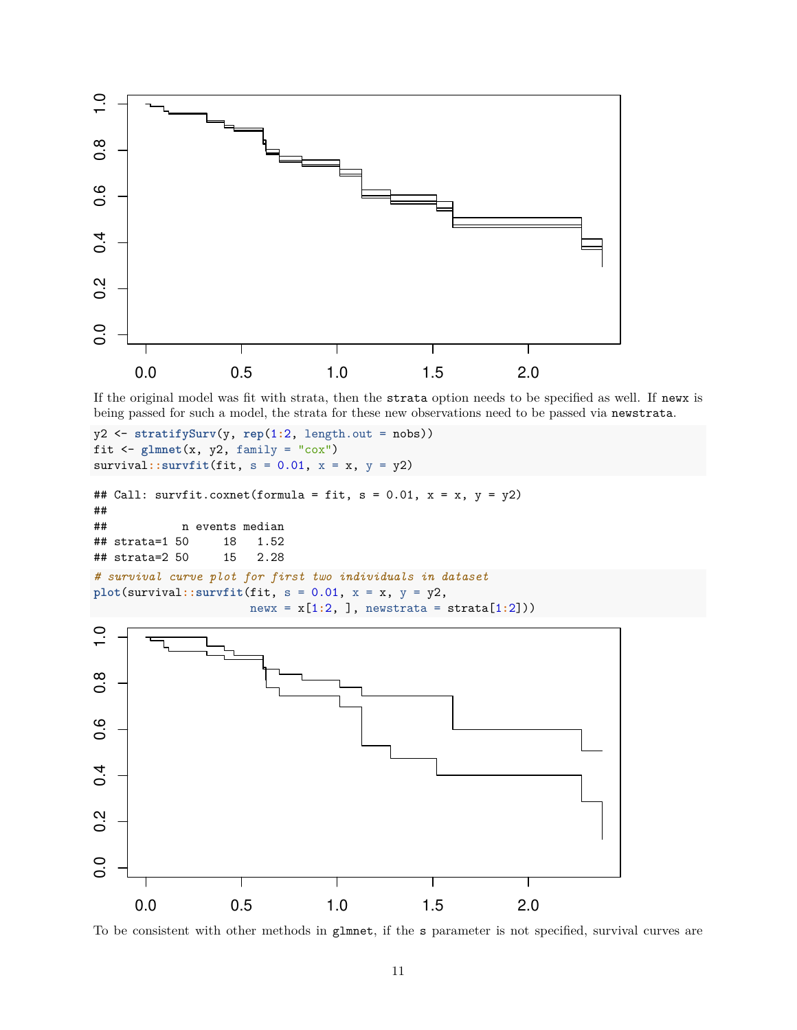If the original model was fit with strata, then the `strata` option needs to be specified as well. If `newx` is being passed for such a model, the strata for these new observations need to be passed via `newstrata`.

```
y2 <- stratifySurv(y, rep(1:2, length.out = nobs))
fit <- glmnet(x, y2, family = "cox")
survival::survfit(fit, s = 0.01, x = x, y = y2)
```

```
## Call: survfit.coxnet(formula = fit, s = 0.01, x = x, y = y2)
##
##           n events median
## strata=1 50     18   1.52
## strata=2 50     15   2.28
```

```
# survival curve plot for first two individuals in dataset
plot(survival::survfit(fit, s = 0.01, x = x, y = y2,
                       newx = x[1:2, ], newstrata = strata[1:2]))
```

To be consistent with other methods in `glmnet`, if the `s` parameter is not specified, survival curves are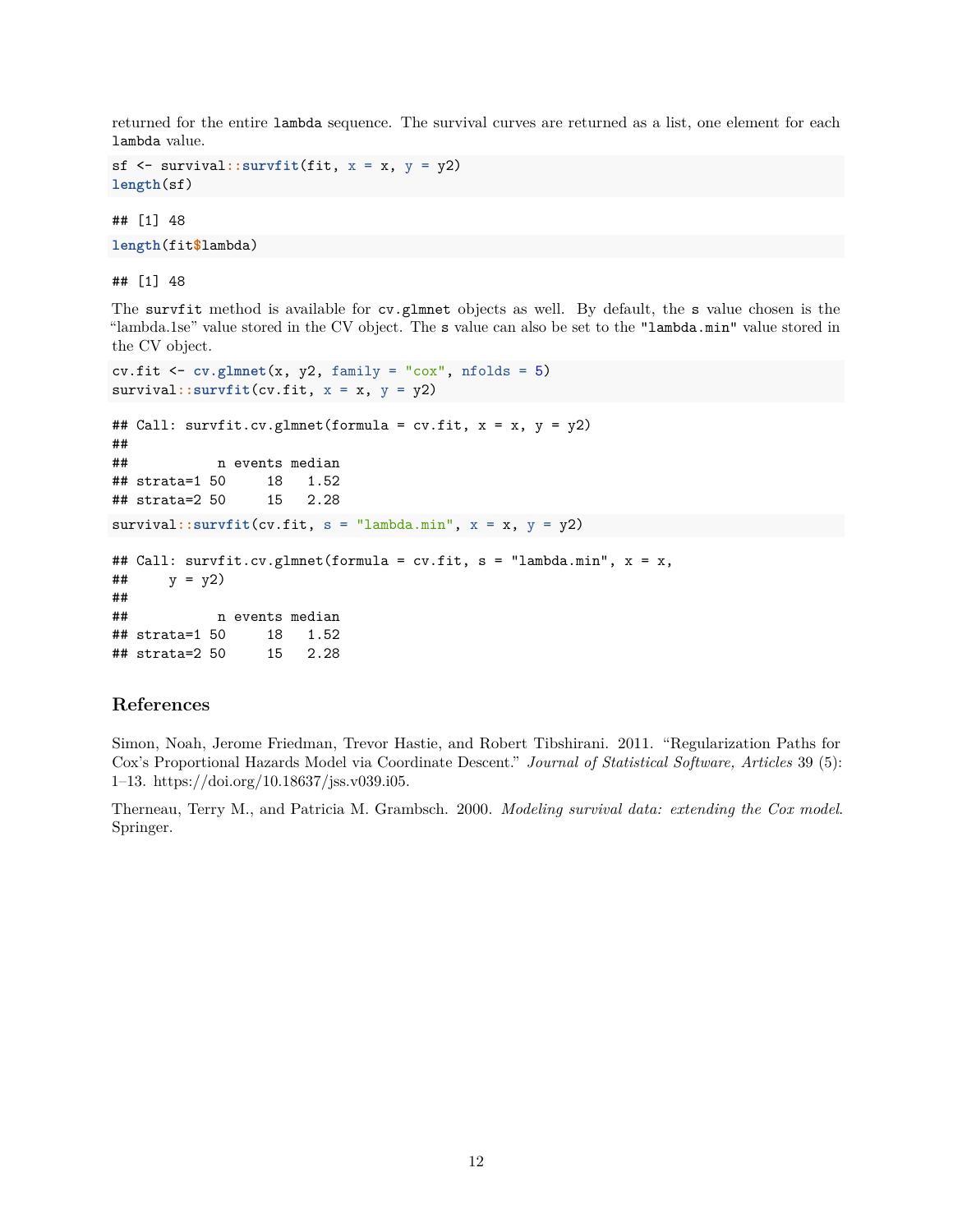returned for the entire `lambda` sequence. The survival curves are returned as a list, one element for each `lambda` value.

```
sf <- survival::survfit(fit, x = x, y = y2)
length(sf)
```

```
## [1] 48
```

```
length(fit$lambda)
```

```
## [1] 48
```

The `survfit` method is available for `cv.glmnet` objects as well. By default, the `s` value chosen is the "lambda.1se" value stored in the CV object. The `s` value can also be set to the `"lambda.min"` value stored in the CV object.

```
cv.fit <- cv.glmnet(x, y2, family = "cox", nfolds = 5)
survival::survfit(cv.fit, x = x, y = y2)
```

```
## Call: survfit.cv.glmnet(formula = cv.fit, x = x, y = y2)
##
##           n events median
## strata=1 50     18   1.52
## strata=2 50     15   2.28
```

```
survival::survfit(cv.fit, s = "lambda.min", x = x, y = y2)
```

```
## Call: survfit.cv.glmnet(formula = cv.fit, s = "lambda.min", x = x,
##     y = y2)
##
##           n events median
## strata=1 50     18   1.52
## strata=2 50     15   2.28
```

## References

Simon, Noah, Jerome Friedman, Trevor Hastie, and Robert Tibshirani. 2011. "Regularization Paths for Cox's Proportional Hazards Model via Coordinate Descent." *Journal of Statistical Software, Articles* 39 (5): 1–13. https://doi.org/10.18637/jss.v039.i05.

Therneau, Terry M., and Patricia M. Grambsch. 2000. *Modeling survival data: extending the Cox model*. Springer.